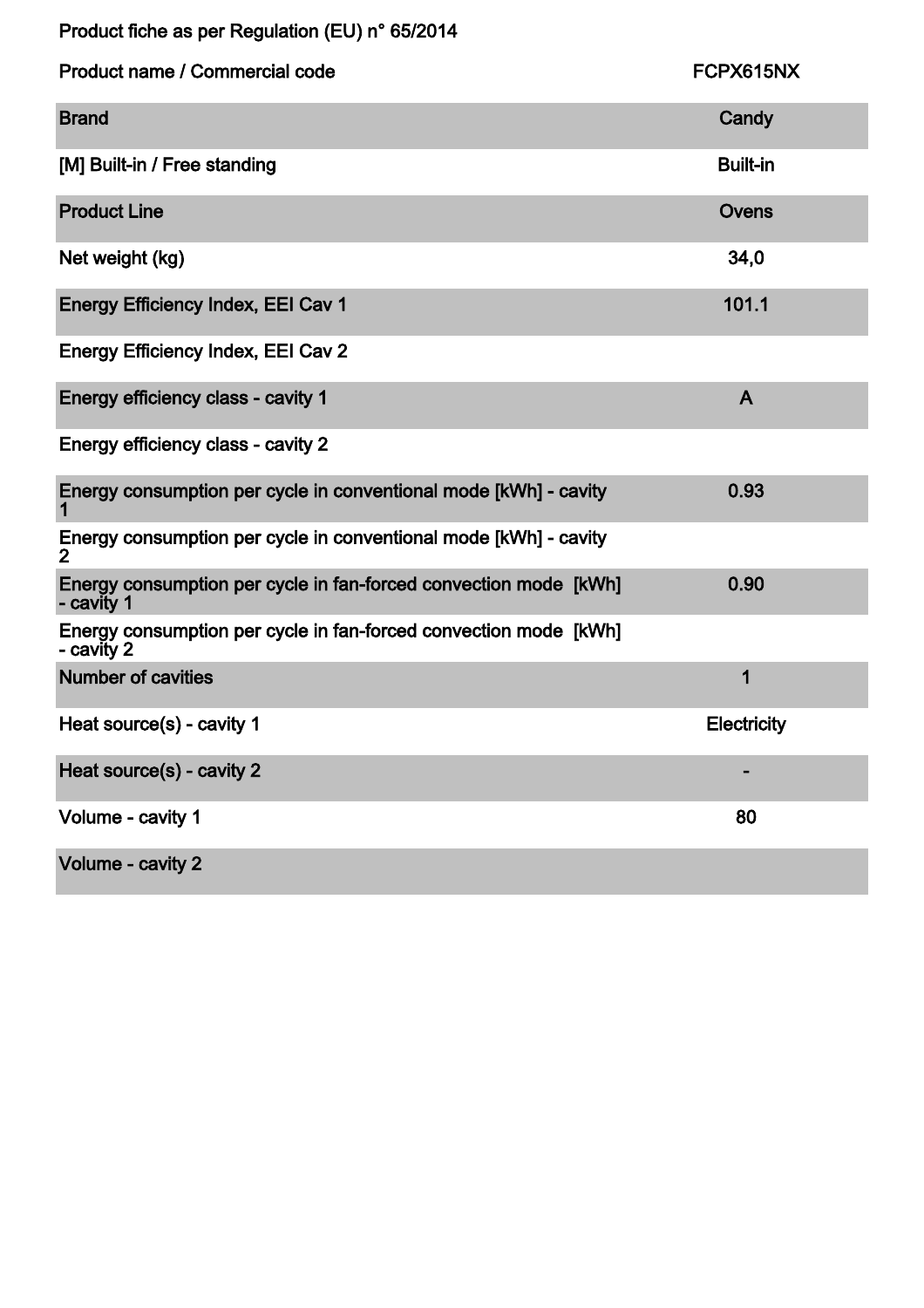Product fiche as per Regulation (EU) n° 65/2014

| Product name / Commercial code | FCPX615NX |
|---|---|
| Brand | Candy |
| [M] Built-in / Free standing | Built-in |
| Product Line | Ovens |
| Net weight (kg) | 34,0 |
| Energy Efficiency Index, EEI Cav 1 | 101.1 |
| Energy Efficiency Index, EEI Cav 2 | |
| Energy efficiency class - cavity 1 | A |
| Energy efficiency class - cavity 2 | |
| Energy consumption per cycle in conventional mode [kWh] - cavity 1 | 0.93 |
| Energy consumption per cycle in conventional mode [kWh] - cavity 2 | |
| Energy consumption per cycle in fan-forced convection mode [kWh] - cavity 1 | 0.90 |
| Energy consumption per cycle in fan-forced convection mode [kWh] - cavity 2 | |
| Number of cavities | 1 |
| Heat source(s) - cavity 1 | Electricity |
| Heat source(s) - cavity 2 | - |
| Volume - cavity 1 | 80 |
| Volume - cavity 2 | |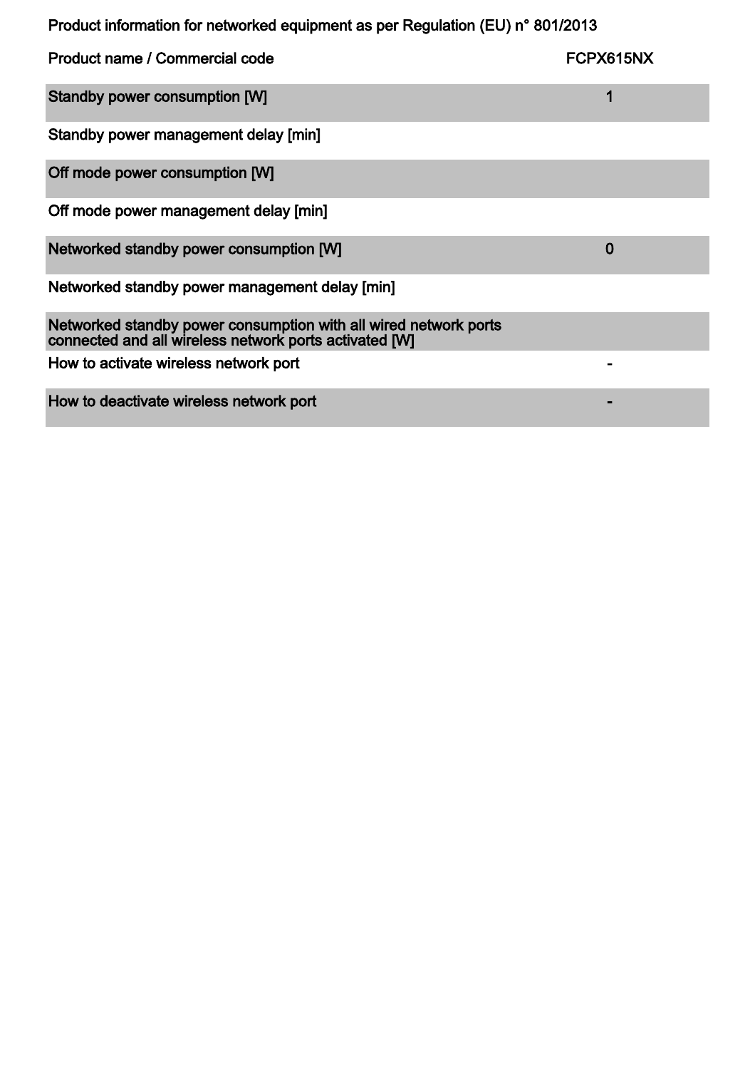Product information for networked equipment as per Regulation (EU) n° 801/2013

| | |
|---|---|
| Product name / Commercial code | FCPX615NX |
| Standby power consumption [W] | 1 |
| Standby power management delay [min] | |
| Off mode power consumption [W] | |
| Off mode power management delay [min] | |
| Networked standby power consumption [W] | 0 |
| Networked standby power management delay [min] | |
| Networked standby power consumption with all wired network ports connected and all wireless network ports activated [W] | |
| How to activate wireless network port | - |
| How to deactivate wireless network port | - |